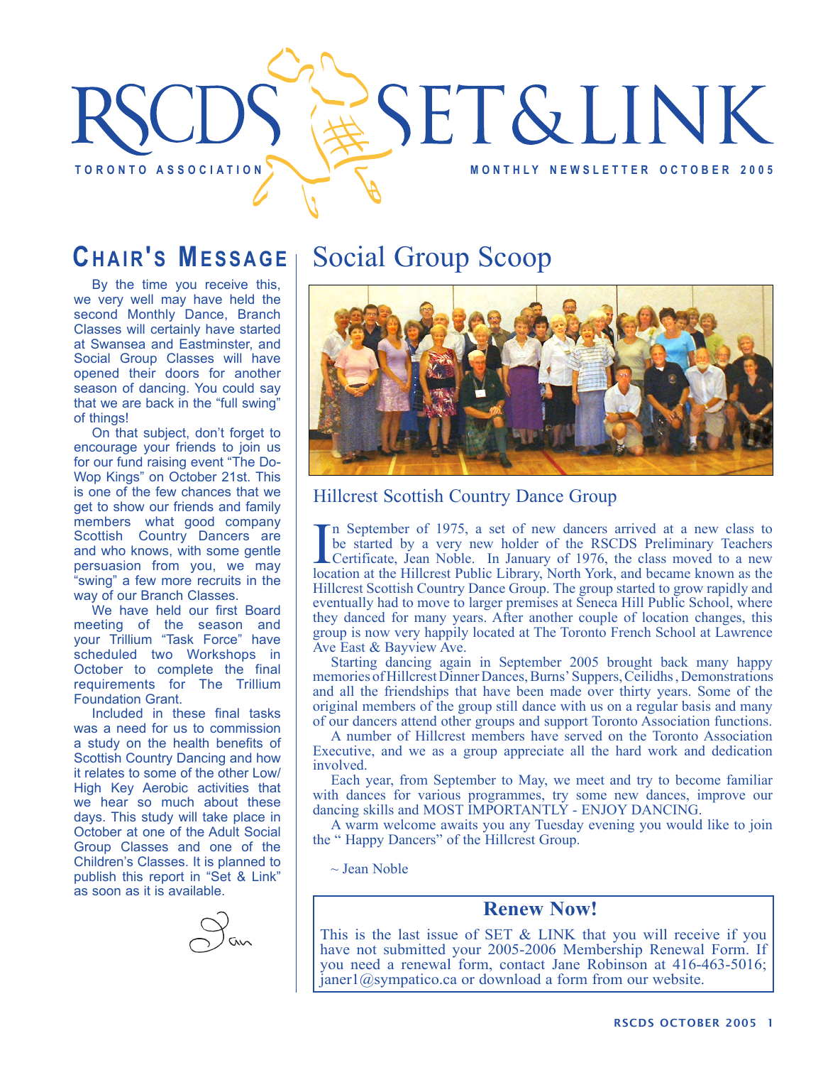# RSCDS SET & LINK

TORONTO ASSOCIATION

MONTHLY NEWSLETTER OCTOBER 2005

## CHAIR'S MESSAGE

By the time you receive this, we very well may have held the second Monthly Dance, Branch Classes will certainly have started at Swansea and Eastminster, and Social Group Classes will have opened their doors for another season of dancing. You could say that we are back in the "full swing" of things!

On that subject, don't forget to encourage your friends to join us for our fund raising event "The Do-Wop Kings" on October 21st. This is one of the few chances that we get to show our friends and family members what good company Scottish Country Dancers are and who knows, with some gentle persuasion from you, we may "swing" a few more recruits in the way of our Branch Classes.

We have held our first Board meeting of the season and your Trillium "Task Force" have scheduled two Workshops in October to complete the final requirements for The Trillium Foundation Grant.

Included in these final tasks was a need for us to commission a study on the health benefits of Scottish Country Dancing and how it relates to some of the other Low/High Key Aerobic activities that we hear so much about these days. This study will take place in October at one of the Adult Social Group Classes and one of the Children's Classes. It is planned to publish this report in "Set & Link" as soon as it is available.

Jan

## Social Group Scoop

### Hillcrest Scottish Country Dance Group

In September of 1975, a set of new dancers arrived at a new class to be started by a very new holder of the RSCDS Preliminary Teachers Certificate, Jean Noble. In January of 1976, the class moved to a new location at the Hillcrest Public Library, North York, and became known as the Hillcrest Scottish Country Dance Group. The group started to grow rapidly and eventually had to move to larger premises at Seneca Hill Public School, where they danced for many years. After another couple of location changes, this group is now very happily located at The Toronto French School at Lawrence Ave East & Bayview Ave.

Starting dancing again in September 2005 brought back many happy memories of Hillcrest Dinner Dances, Burns' Suppers, Ceilidhs, Demonstrations and all the friendships that have been made over thirty years. Some of the original members of the group still dance with us on a regular basis and many of our dancers attend other groups and support Toronto Association functions.

A number of Hillcrest members have served on the Toronto Association Executive, and we as a group appreciate all the hard work and dedication involved.

Each year, from September to May, we meet and try to become familiar with dances for various programmes, try some new dances, improve our dancing skills and MOST IMPORTANTLY - ENJOY DANCING.

A warm welcome awaits you any Tuesday evening you would like to join the " Happy Dancers" of the Hillcrest Group.

~ Jean Noble

### Renew Now!

This is the last issue of SET & LINK that you will receive if you have not submitted your 2005-2006 Membership Renewal Form. If you need a renewal form, contact Jane Robinson at 416-463-5016; janer1@sympatico.ca or download a form from our website.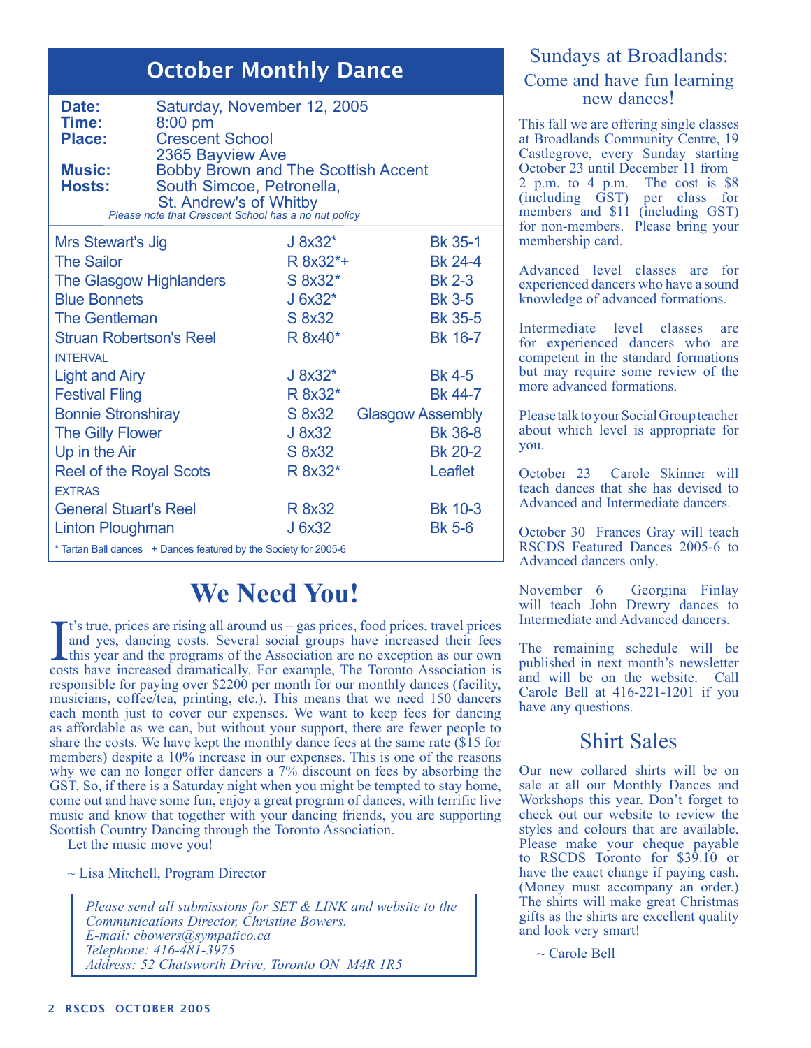## October Monthly Dance

**Date:** Saturday, November 12, 2005
**Time:** 8:00 pm
**Place:** Crescent School
2365 Bayview Ave
**Music:** Bobby Brown and The Scottish Accent
**Hosts:** South Simcoe, Petronella,
St. Andrew's of Whitby

*Please note that Crescent School has a no nut policy*

| Dance | Type | Source |
|---|---|---|
| Mrs Stewart's Jig | J 8x32* | Bk 35-1 |
| The Sailor | R 8x32*+ | Bk 24-4 |
| The Glasgow Highlanders | S 8x32* | Bk 2-3 |
| Blue Bonnets | J 6x32* | Bk 3-5 |
| The Gentleman | S 8x32 | Bk 35-5 |
| Struan Robertson's Reel | R 8x40* | Bk 16-7 |
| INTERVAL | | |
| Light and Airy | J 8x32* | Bk 4-5 |
| Festival Fling | R 8x32* | Bk 44-7 |
| Bonnie Stronshiray | S 8x32 | Glasgow Assembly |
| The Gilly Flower | J 8x32 | Bk 36-8 |
| Up in the Air | S 8x32 | Bk 20-2 |
| Reel of the Royal Scots | R 8x32* | Leaflet |
| EXTRAS | | |
| General Stuart's Reel | R 8x32 | Bk 10-3 |
| Linton Ploughman | J 6x32 | Bk 5-6 |

\* Tartan Ball dances + Dances featured by the Society for 2005-6

# We Need You!

It's true, prices are rising all around us – gas prices, food prices, travel prices and yes, dancing costs. Several social groups have increased their fees this year and the programs of the Association are no exception as our own costs have increased dramatically. For example, The Toronto Association is responsible for paying over $2200 per month for our monthly dances (facility, musicians, coffee/tea, printing, etc.). This means that we need 150 dancers each month just to cover our expenses. We want to keep fees for dancing as affordable as we can, but without your support, there are fewer people to share the costs. We have kept the monthly dance fees at the same rate ($15 for members) despite a 10% increase in our expenses. This is one of the reasons why we can no longer offer dancers a 7% discount on fees by absorbing the GST. So, if there is a Saturday night when you might be tempted to stay home, come out and have some fun, enjoy a great program of dances, with terrific live music and know that together with your dancing friends, you are supporting Scottish Country Dancing through the Toronto Association.

Let the music move you!

~ Lisa Mitchell, Program Director

*Please send all submissions for SET & LINK and website to the Communications Director, Christine Bowers.*
*E-mail: cbowers@sympatico.ca*
*Telephone: 416-481-3975*
*Address: 52 Chatsworth Drive, Toronto ON M4R 1R5*

## Sundays at Broadlands:

### Come and have fun learning new dances!

This fall we are offering single classes at Broadlands Community Centre, 19 Castlegrove, every Sunday starting October 23 until December 11 from 2 p.m. to 4 p.m. The cost is $8 (including GST) per class for members and $11 (including GST) for non-members. Please bring your membership card.

Advanced level classes are for experienced dancers who have a sound knowledge of advanced formations.

Intermediate level classes are for experienced dancers who are competent in the standard formations but may require some review of the more advanced formations.

Please talk to your Social Group teacher about which level is appropriate for you.

October 23 Carole Skinner will teach dances that she has devised to Advanced and Intermediate dancers.

October 30 Frances Gray will teach RSCDS Featured Dances 2005-6 to Advanced dancers only.

November 6 Georgina Finlay will teach John Drewry dances to Intermediate and Advanced dancers.

The remaining schedule will be published in next month's newsletter and will be on the website. Call Carole Bell at 416-221-1201 if you have any questions.

## Shirt Sales

Our new collared shirts will be on sale at all our Monthly Dances and Workshops this year. Don't forget to check out our website to review the styles and colours that are available. Please make your cheque payable to RSCDS Toronto for $39.10 or have the exact change if paying cash. (Money must accompany an order.) The shirts will make great Christmas gifts as the shirts are excellent quality and look very smart!

~ Carole Bell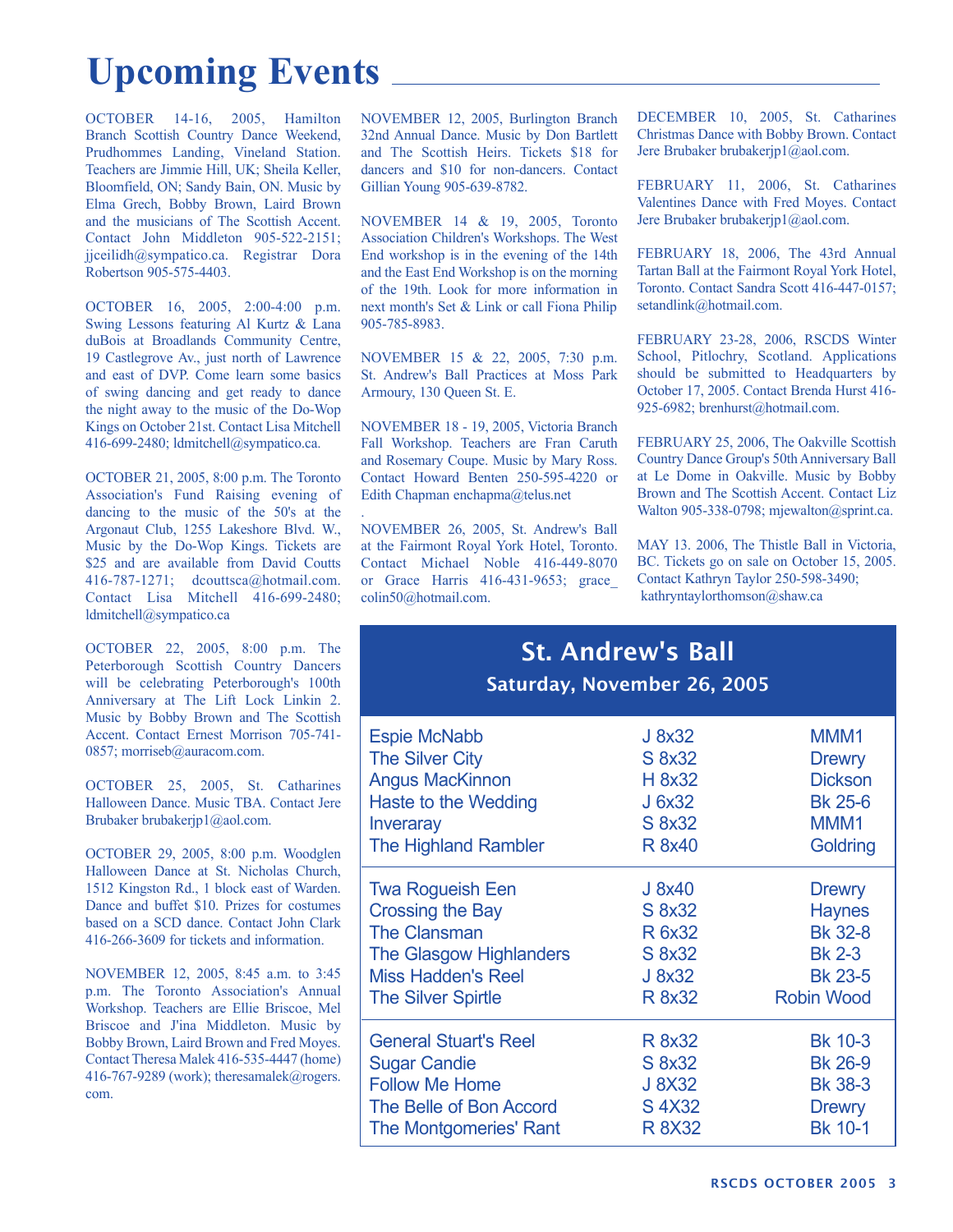# Upcoming Events

OCTOBER 14-16, 2005, Hamilton Branch Scottish Country Dance Weekend, Prudhommes Landing, Vineland Station. Teachers are Jimmie Hill, UK; Sheila Keller, Bloomfield, ON; Sandy Bain, ON. Music by Elma Grech, Bobby Brown, Laird Brown and the musicians of The Scottish Accent. Contact John Middleton 905-522-2151; jjceilidh@sympatico.ca. Registrar Dora Robertson 905-575-4403.

OCTOBER 16, 2005, 2:00-4:00 p.m. Swing Lessons featuring Al Kurtz & Lana duBois at Broadlands Community Centre, 19 Castlegrove Av., just north of Lawrence and east of DVP. Come learn some basics of swing dancing and get ready to dance the night away to the music of the Do-Wop Kings on October 21st. Contact Lisa Mitchell 416-699-2480; ldmitchell@sympatico.ca.

OCTOBER 21, 2005, 8:00 p.m. The Toronto Association's Fund Raising evening of dancing to the music of the 50's at the Argonaut Club, 1255 Lakeshore Blvd. W., Music by the Do-Wop Kings. Tickets are $25 and are available from David Coutts 416-787-1271; dcouttsca@hotmail.com. Contact Lisa Mitchell 416-699-2480; ldmitchell@sympatico.ca

OCTOBER 22, 2005, 8:00 p.m. The Peterborough Scottish Country Dancers will be celebrating Peterborough's 100th Anniversary at The Lift Lock Linkin 2. Music by Bobby Brown and The Scottish Accent. Contact Ernest Morrison 705-741-0857; morriseb@auracom.com.

OCTOBER 25, 2005, St. Catharines Halloween Dance. Music TBA. Contact Jere Brubaker brubakerjp1@aol.com.

OCTOBER 29, 2005, 8:00 p.m. Woodglen Halloween Dance at St. Nicholas Church, 1512 Kingston Rd., 1 block east of Warden. Dance and buffet $10. Prizes for costumes based on a SCD dance. Contact John Clark 416-266-3609 for tickets and information.

NOVEMBER 12, 2005, 8:45 a.m. to 3:45 p.m. The Toronto Association's Annual Workshop. Teachers are Ellie Briscoe, Mel Briscoe and J'ina Middleton. Music by Bobby Brown, Laird Brown and Fred Moyes. Contact Theresa Malek 416-535-4447 (home) 416-767-9289 (work); theresamalek@rogers.com.

NOVEMBER 12, 2005, Burlington Branch 32nd Annual Dance. Music by Don Bartlett and The Scottish Heirs. Tickets $18 for dancers and $10 for non-dancers. Contact Gillian Young 905-639-8782.

NOVEMBER 14 & 19, 2005, Toronto Association Children's Workshops. The West End workshop is in the evening of the 14th and the East End Workshop is on the morning of the 19th. Look for more information in next month's Set & Link or call Fiona Philip 905-785-8983.

NOVEMBER 15 & 22, 2005, 7:30 p.m. St. Andrew's Ball Practices at Moss Park Armoury, 130 Queen St. E.

NOVEMBER 18 - 19, 2005, Victoria Branch Fall Workshop. Teachers are Fran Caruth and Rosemary Coupe. Music by Mary Ross. Contact Howard Benten 250-595-4220 or Edith Chapman enchapma@telus.net

NOVEMBER 26, 2005, St. Andrew's Ball at the Fairmont Royal York Hotel, Toronto. Contact Michael Noble 416-449-8070 or Grace Harris 416-431-9653; grace_colin50@hotmail.com.

DECEMBER 10, 2005, St. Catharines Christmas Dance with Bobby Brown. Contact Jere Brubaker brubakerjp1@aol.com.

FEBRUARY 11, 2006, St. Catharines Valentines Dance with Fred Moyes. Contact Jere Brubaker brubakerjp1@aol.com.

FEBRUARY 18, 2006, The 43rd Annual Tartan Ball at the Fairmont Royal York Hotel, Toronto. Contact Sandra Scott 416-447-0157; setandlink@hotmail.com.

FEBRUARY 23-28, 2006, RSCDS Winter School, Pitlochry, Scotland. Applications should be submitted to Headquarters by October 17, 2005. Contact Brenda Hurst 416-925-6982; brenhurst@hotmail.com.

FEBRUARY 25, 2006, The Oakville Scottish Country Dance Group's 50th Anniversary Ball at Le Dome in Oakville. Music by Bobby Brown and The Scottish Accent. Contact Liz Walton 905-338-0798; mjewalton@sprint.ca.

MAY 13. 2006, The Thistle Ball in Victoria, BC. Tickets go on sale on October 15, 2005. Contact Kathryn Taylor 250-598-3490; kathryntaylorthomson@shaw.ca

## St. Andrew's Ball

### Saturday, November 26, 2005

| Dance | Type | Source |
|---|---|---|
| Espie McNabb | J 8x32 | MMM1 |
| The Silver City | S 8x32 | Drewry |
| Angus MacKinnon | H 8x32 | Dickson |
| Haste to the Wedding | J 6x32 | Bk 25-6 |
| Inveraray | S 8x32 | MMM1 |
| The Highland Rambler | R 8x40 | Goldring |
| Twa Rogueish Een | J 8x40 | Drewry |
| Crossing the Bay | S 8x32 | Haynes |
| The Clansman | R 6x32 | Bk 32-8 |
| The Glasgow Highlanders | S 8x32 | Bk 2-3 |
| Miss Hadden's Reel | J 8x32 | Bk 23-5 |
| The Silver Spirtle | R 8x32 | Robin Wood |
| General Stuart's Reel | R 8x32 | Bk 10-3 |
| Sugar Candie | S 8x32 | Bk 26-9 |
| Follow Me Home | J 8X32 | Bk 38-3 |
| The Belle of Bon Accord | S 4X32 | Drewry |
| The Montgomeries' Rant | R 8X32 | Bk 10-1 |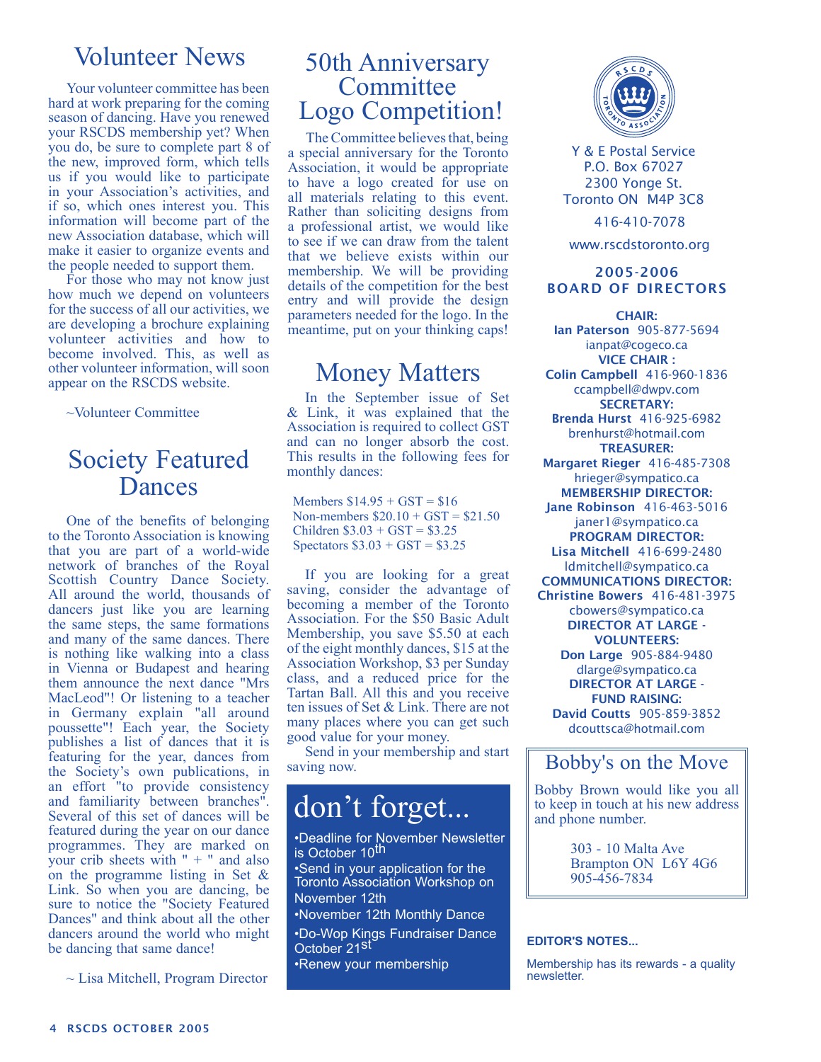# Volunteer News

Your volunteer committee has been hard at work preparing for the coming season of dancing. Have you renewed your RSCDS membership yet? When you do, be sure to complete part 8 of the new, improved form, which tells us if you would like to participate in your Association's activities, and if so, which ones interest you. This information will become part of the new Association database, which will make it easier to organize events and the people needed to support them.

For those who may not know just how much we depend on volunteers for the success of all our activities, we are developing a brochure explaining volunteer activities and how to become involved. This, as well as other volunteer information, will soon appear on the RSCDS website.

~Volunteer Committee

# Society Featured Dances

One of the benefits of belonging to the Toronto Association is knowing that you are part of a world-wide network of branches of the Royal Scottish Country Dance Society. All around the world, thousands of dancers just like you are learning the same steps, the same formations and many of the same dances. There is nothing like walking into a class in Vienna or Budapest and hearing them announce the next dance "Mrs MacLeod"! Or listening to a teacher in Germany explain "all around poussette"! Each year, the Society publishes a list of dances that it is featuring for the year, dances from the Society's own publications, in an effort "to provide consistency and familiarity between branches". Several of this set of dances will be featured during the year on our dance programmes. They are marked on your crib sheets with " + " and also on the programme listing in Set & Link. So when you are dancing, be sure to notice the "Society Featured Dances" and think about all the other dancers around the world who might be dancing that same dance!

~ Lisa Mitchell, Program Director

# 50th Anniversary Committee Logo Competition!

The Committee believes that, being a special anniversary for the Toronto Association, it would be appropriate to have a logo created for use on all materials relating to this event. Rather than soliciting designs from a professional artist, we would like to see if we can draw from the talent that we believe exists within our membership. We will be providing details of the competition for the best entry and will provide the design parameters needed for the logo. In the meantime, put on your thinking caps!

# Money Matters

In the September issue of Set & Link, it was explained that the Association is required to collect GST and can no longer absorb the cost. This results in the following fees for monthly dances:

Members $14.95 + GST = $16  
Non-members $20.10 + GST = $21.50  
Children $3.03 + GST = $3.25  
Spectators $3.03 + GST = $3.25

If you are looking for a great saving, consider the advantage of becoming a member of the Toronto Association. For the $50 Basic Adult Membership, you save $5.50 at each of the eight monthly dances, $15 at the Association Workshop, $3 per Sunday class, and a reduced price for the Tartan Ball. All this and you receive ten issues of Set & Link. There are not many places where you can get such good value for your money.

Send in your membership and start saving now.

# don't forget...

- Deadline for November Newsletter is October 10th
- Send in your application for the Toronto Association Workshop on November 12th
- November 12th Monthly Dance
- Do-Wop Kings Fundraiser Dance October 21st
- Renew your membership

RSCDS Toronto Association

Y & E Postal Service  
P.O. Box 67027  
2300 Yonge St.  
Toronto ON M4P 3C8

416-410-7078

www.rscdstoronto.org

## 2005-2006 BOARD OF DIRECTORS

**CHAIR:**  
**Ian Paterson** 905-877-5694  
ianpat@cogeco.ca

**VICE CHAIR :**  
**Colin Campbell** 416-960-1836  
ccampbell@dwpv.com

**SECRETARY:**  
**Brenda Hurst** 416-925-6982  
brenhurst@hotmail.com

**TREASURER:**  
**Margaret Rieger** 416-485-7308  
hrieger@sympatico.ca

**MEMBERSHIP DIRECTOR:**  
**Jane Robinson** 416-463-5016  
janer1@sympatico.ca

**PROGRAM DIRECTOR:**  
**Lisa Mitchell** 416-699-2480  
ldmitchell@sympatico.ca

**COMMUNICATIONS DIRECTOR:**  
**Christine Bowers** 416-481-3975  
cbowers@sympatico.ca

**DIRECTOR AT LARGE - VOLUNTEERS:**  
**Don Large** 905-884-9480  
dlarge@sympatico.ca

**DIRECTOR AT LARGE - FUND RAISING:**  
**David Coutts** 905-859-3852  
dcouttsca@hotmail.com

# Bobby's on the Move

Bobby Brown would like you all to keep in touch at his new address and phone number.

303 - 10 Malta Ave  
Brampton ON L6Y 4G6  
905-456-7834

**EDITOR'S NOTES...**

Membership has its rewards - a quality newsletter.